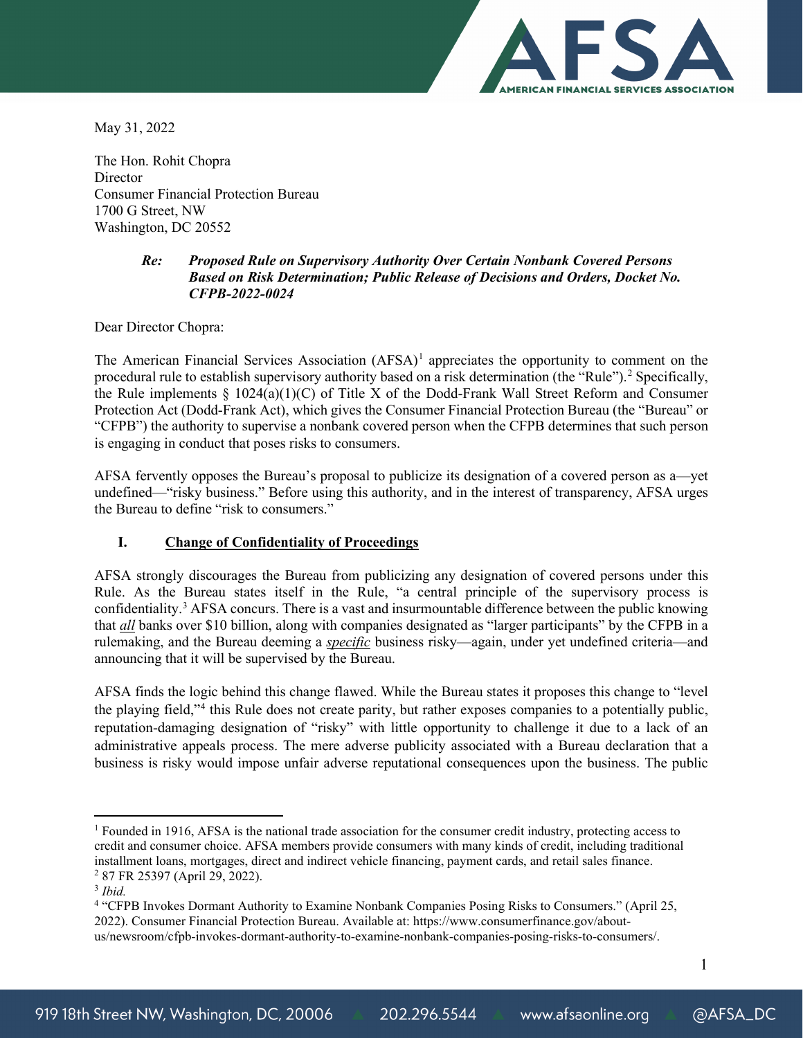May 31, 2022

The Hon. Rohit Chopra
Director
Consumer Financial Protection Bureau
1700 G Street, NW
Washington, DC 20552

> ***Re: Proposed Rule on Supervisory Authority Over Certain Nonbank Covered Persons Based on Risk Determination; Public Release of Decisions and Orders, Docket No. CFPB-2022-0024***

Dear Director Chopra:

The American Financial Services Association (AFSA)[1] appreciates the opportunity to comment on the procedural rule to establish supervisory authority based on a risk determination (the "Rule").[2] Specifically, the Rule implements § 1024(a)(1)(C) of Title X of the Dodd-Frank Wall Street Reform and Consumer Protection Act (Dodd-Frank Act), which gives the Consumer Financial Protection Bureau (the "Bureau" or "CFPB") the authority to supervise a nonbank covered person when the CFPB determines that such person is engaging in conduct that poses risks to consumers.

AFSA fervently opposes the Bureau's proposal to publicize its designation of a covered person as a—yet undefined—"risky business." Before using this authority, and in the interest of transparency, AFSA urges the Bureau to define "risk to consumers."

## I. Change of Confidentiality of Proceedings

AFSA strongly discourages the Bureau from publicizing any designation of covered persons under this Rule. As the Bureau states itself in the Rule, "a central principle of the supervisory process is confidentiality.[3] AFSA concurs. There is a vast and insurmountable difference between the public knowing that ***all*** banks over $10 billion, along with companies designated as "larger participants" by the CFPB in a rulemaking, and the Bureau deeming a ***specific*** business risky—again, under yet undefined criteria—and announcing that it will be supervised by the Bureau.

AFSA finds the logic behind this change flawed. While the Bureau states it proposes this change to "level the playing field,"[4] this Rule does not create parity, but rather exposes companies to a potentially public, reputation-damaging designation of "risky" with little opportunity to challenge it due to a lack of an administrative appeals process. The mere adverse publicity associated with a Bureau declaration that a business is risky would impose unfair adverse reputational consequences upon the business. The public

---

[1] Founded in 1916, AFSA is the national trade association for the consumer credit industry, protecting access to credit and consumer choice. AFSA members provide consumers with many kinds of credit, including traditional installment loans, mortgages, direct and indirect vehicle financing, payment cards, and retail sales finance.

[2] 87 FR 25397 (April 29, 2022).

[3] *Ibid.*

[4] "CFPB Invokes Dormant Authority to Examine Nonbank Companies Posing Risks to Consumers." (April 25, 2022). Consumer Financial Protection Bureau. Available at: https://www.consumerfinance.gov/about-us/newsroom/cfpb-invokes-dormant-authority-to-examine-nonbank-companies-posing-risks-to-consumers/.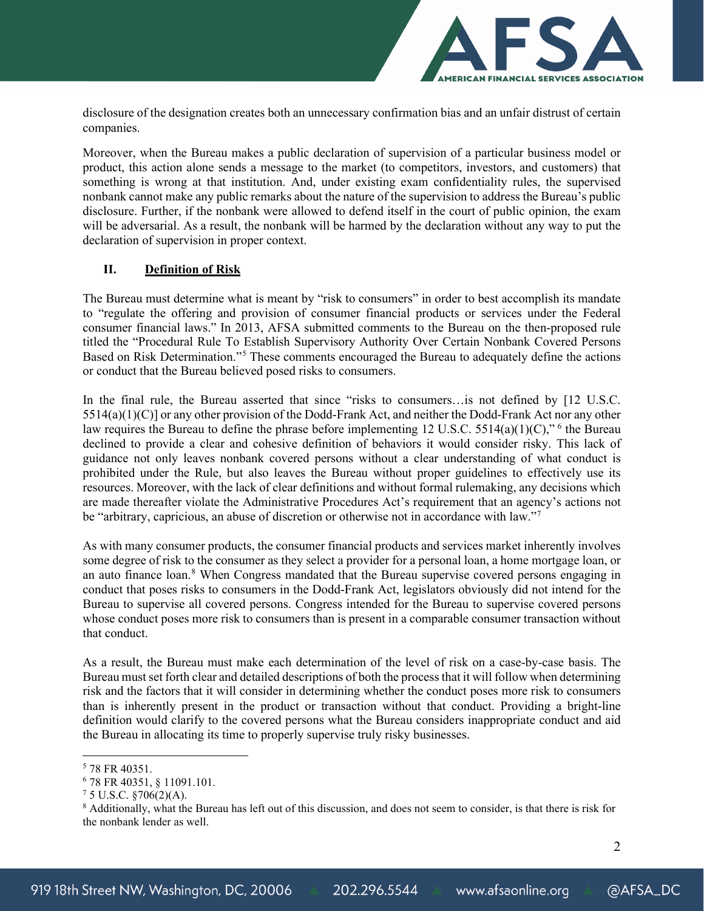disclosure of the designation creates both an unnecessary confirmation bias and an unfair distrust of certain companies.

Moreover, when the Bureau makes a public declaration of supervision of a particular business model or product, this action alone sends a message to the market (to competitors, investors, and customers) that something is wrong at that institution. And, under existing exam confidentiality rules, the supervised nonbank cannot make any public remarks about the nature of the supervision to address the Bureau's public disclosure. Further, if the nonbank were allowed to defend itself in the court of public opinion, the exam will be adversarial. As a result, the nonbank will be harmed by the declaration without any way to put the declaration of supervision in proper context.

## II. Definition of Risk

The Bureau must determine what is meant by "risk to consumers" in order to best accomplish its mandate to "regulate the offering and provision of consumer financial products or services under the Federal consumer financial laws." In 2013, AFSA submitted comments to the Bureau on the then-proposed rule titled the "Procedural Rule To Establish Supervisory Authority Over Certain Nonbank Covered Persons Based on Risk Determination."[5] These comments encouraged the Bureau to adequately define the actions or conduct that the Bureau believed posed risks to consumers.

In the final rule, the Bureau asserted that since "risks to consumers…is not defined by [12 U.S.C. 5514(a)(1)(C)] or any other provision of the Dodd-Frank Act, and neither the Dodd-Frank Act nor any other law requires the Bureau to define the phrase before implementing 12 U.S.C. 5514(a)(1)(C)," [6] the Bureau declined to provide a clear and cohesive definition of behaviors it would consider risky. This lack of guidance not only leaves nonbank covered persons without a clear understanding of what conduct is prohibited under the Rule, but also leaves the Bureau without proper guidelines to effectively use its resources. Moreover, with the lack of clear definitions and without formal rulemaking, any decisions which are made thereafter violate the Administrative Procedures Act's requirement that an agency's actions not be "arbitrary, capricious, an abuse of discretion or otherwise not in accordance with law."[7]

As with many consumer products, the consumer financial products and services market inherently involves some degree of risk to the consumer as they select a provider for a personal loan, a home mortgage loan, or an auto finance loan.[8] When Congress mandated that the Bureau supervise covered persons engaging in conduct that poses risks to consumers in the Dodd-Frank Act, legislators obviously did not intend for the Bureau to supervise all covered persons. Congress intended for the Bureau to supervise covered persons whose conduct poses more risk to consumers than is present in a comparable consumer transaction without that conduct.

As a result, the Bureau must make each determination of the level of risk on a case-by-case basis. The Bureau must set forth clear and detailed descriptions of both the process that it will follow when determining risk and the factors that it will consider in determining whether the conduct poses more risk to consumers than is inherently present in the product or transaction without that conduct. Providing a bright-line definition would clarify to the covered persons what the Bureau considers inappropriate conduct and aid the Bureau in allocating its time to properly supervise truly risky businesses.

---

[5] 78 FR 40351.

[6] 78 FR 40351, § 11091.101.

[7] 5 U.S.C. §706(2)(A).

[8] Additionally, what the Bureau has left out of this discussion, and does not seem to consider, is that there is risk for the nonbank lender as well.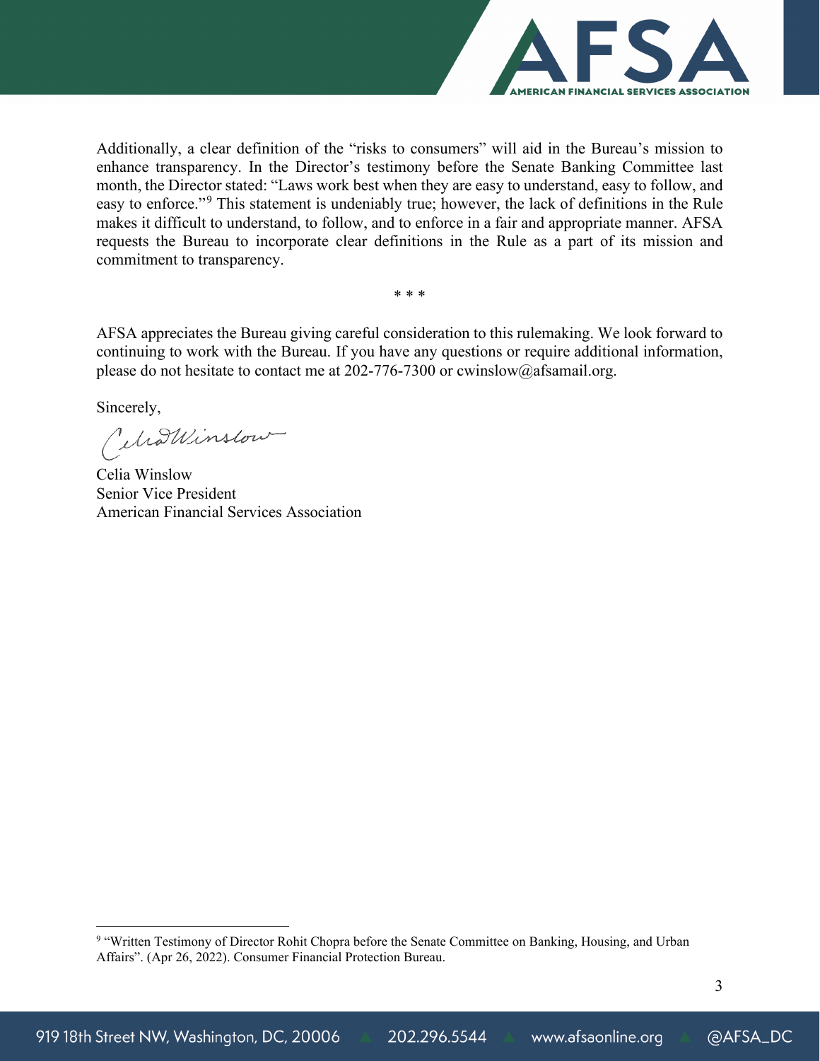Additionally, a clear definition of the "risks to consumers" will aid in the Bureau's mission to enhance transparency. In the Director's testimony before the Senate Banking Committee last month, the Director stated: "Laws work best when they are easy to understand, easy to follow, and easy to enforce."[9] This statement is undeniably true; however, the lack of definitions in the Rule makes it difficult to understand, to follow, and to enforce in a fair and appropriate manner. AFSA requests the Bureau to incorporate clear definitions in the Rule as a part of its mission and commitment to transparency.

\* \* \*

AFSA appreciates the Bureau giving careful consideration to this rulemaking. We look forward to continuing to work with the Bureau. If you have any questions or require additional information, please do not hesitate to contact me at 202-776-7300 or cwinslow@afsamail.org.

Sincerely,

Celia Winslow
Senior Vice President
American Financial Services Association

[9] "Written Testimony of Director Rohit Chopra before the Senate Committee on Banking, Housing, and Urban Affairs". (Apr 26, 2022). Consumer Financial Protection Bureau.